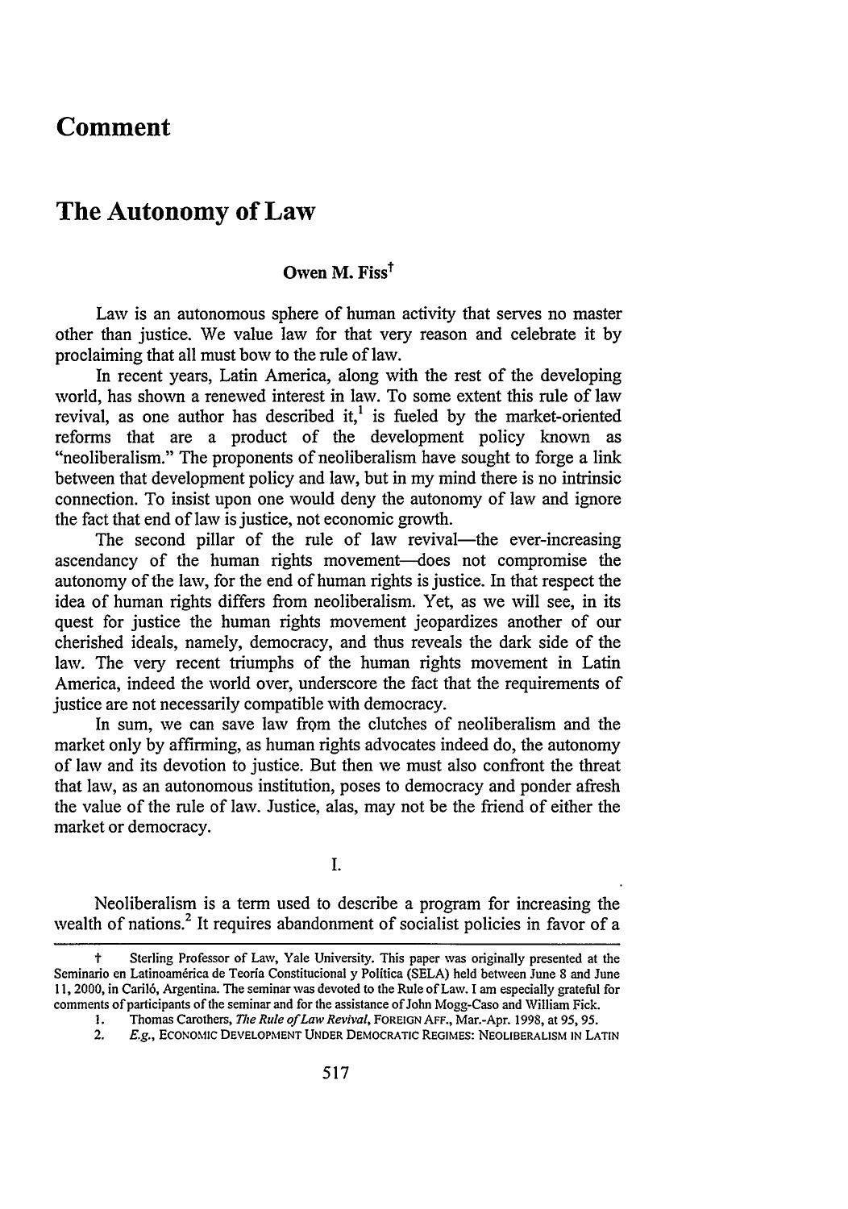# Comment

# The Autonomy of Law

**Owen M. Fiss**†

Law is an autonomous sphere of human activity that serves no master other than justice. We value law for that very reason and celebrate it by proclaiming that all must bow to the rule of law.

In recent years, Latin America, along with the rest of the developing world, has shown a renewed interest in law. To some extent this rule of law revival, as one author has described it,[1] is fueled by the market-oriented reforms that are a product of the development policy known as "neoliberalism." The proponents of neoliberalism have sought to forge a link between that development policy and law, but in my mind there is no intrinsic connection. To insist upon one would deny the autonomy of law and ignore the fact that end of law is justice, not economic growth.

The second pillar of the rule of law revival—the ever-increasing ascendancy of the human rights movement—does not compromise the autonomy of the law, for the end of human rights is justice. In that respect the idea of human rights differs from neoliberalism. Yet, as we will see, in its quest for justice the human rights movement jeopardizes another of our cherished ideals, namely, democracy, and thus reveals the dark side of the law. The very recent triumphs of the human rights movement in Latin America, indeed the world over, underscore the fact that the requirements of justice are not necessarily compatible with democracy.

In sum, we can save law from the clutches of neoliberalism and the market only by affirming, as human rights advocates indeed do, the autonomy of law and its devotion to justice. But then we must also confront the threat that law, as an autonomous institution, poses to democracy and ponder afresh the value of the rule of law. Justice, alas, may not be the friend of either the market or democracy.

I.

Neoliberalism is a term used to describe a program for increasing the wealth of nations.[2] It requires abandonment of socialist policies in favor of a

---

† Sterling Professor of Law, Yale University. This paper was originally presented at the Seminario en Latinoamérica de Teoría Constitucional y Política (SELA) held between June 8 and June 11, 2000, in Cariló, Argentina. The seminar was devoted to the Rule of Law. I am especially grateful for comments of participants of the seminar and for the assistance of John Mogg-Caso and William Fick.

1. Thomas Carothers, *The Rule of Law Revival*, FOREIGN AFF., Mar.-Apr. 1998, at 95, 95.

2. *E.g.*, ECONOMIC DEVELOPMENT UNDER DEMOCRATIC REGIMES: NEOLIBERALISM IN LATIN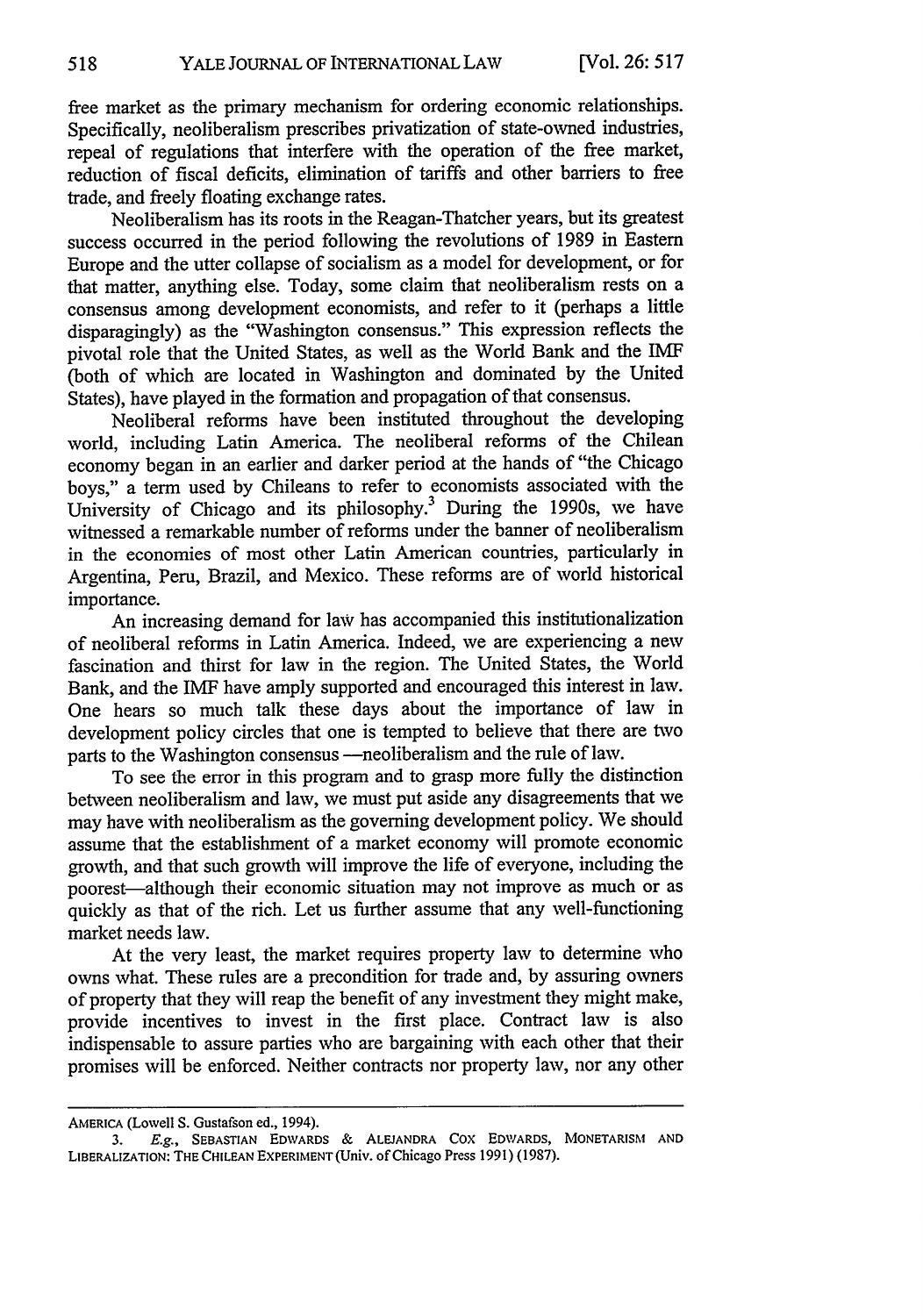free market as the primary mechanism for ordering economic relationships. Specifically, neoliberalism prescribes privatization of state-owned industries, repeal of regulations that interfere with the operation of the free market, reduction of fiscal deficits, elimination of tariffs and other barriers to free trade, and freely floating exchange rates.

Neoliberalism has its roots in the Reagan-Thatcher years, but its greatest success occurred in the period following the revolutions of 1989 in Eastern Europe and the utter collapse of socialism as a model for development, or for that matter, anything else. Today, some claim that neoliberalism rests on a consensus among development economists, and refer to it (perhaps a little disparagingly) as the "Washington consensus." This expression reflects the pivotal role that the United States, as well as the World Bank and the IMF (both of which are located in Washington and dominated by the United States), have played in the formation and propagation of that consensus.

Neoliberal reforms have been instituted throughout the developing world, including Latin America. The neoliberal reforms of the Chilean economy began in an earlier and darker period at the hands of "the Chicago boys," a term used by Chileans to refer to economists associated with the University of Chicago and its philosophy.[3] During the 1990s, we have witnessed a remarkable number of reforms under the banner of neoliberalism in the economies of most other Latin American countries, particularly in Argentina, Peru, Brazil, and Mexico. These reforms are of world historical importance.

An increasing demand for law has accompanied this institutionalization of neoliberal reforms in Latin America. Indeed, we are experiencing a new fascination and thirst for law in the region. The United States, the World Bank, and the IMF have amply supported and encouraged this interest in law. One hears so much talk these days about the importance of law in development policy circles that one is tempted to believe that there are two parts to the Washington consensus —neoliberalism and the rule of law.

To see the error in this program and to grasp more fully the distinction between neoliberalism and law, we must put aside any disagreements that we may have with neoliberalism as the governing development policy. We should assume that the establishment of a market economy will promote economic growth, and that such growth will improve the life of everyone, including the poorest—although their economic situation may not improve as much or as quickly as that of the rich. Let us further assume that any well-functioning market needs law.

At the very least, the market requires property law to determine who owns what. These rules are a precondition for trade and, by assuring owners of property that they will reap the benefit of any investment they might make, provide incentives to invest in the first place. Contract law is also indispensable to assure parties who are bargaining with each other that their promises will be enforced. Neither contracts nor property law, nor any other

---

AMERICA (Lowell S. Gustafson ed., 1994).

3. *E.g.*, SEBASTIAN EDWARDS & ALEJANDRA COX EDWARDS, MONETARISM AND LIBERALIZATION: THE CHILEAN EXPERIMENT (Univ. of Chicago Press 1991) (1987).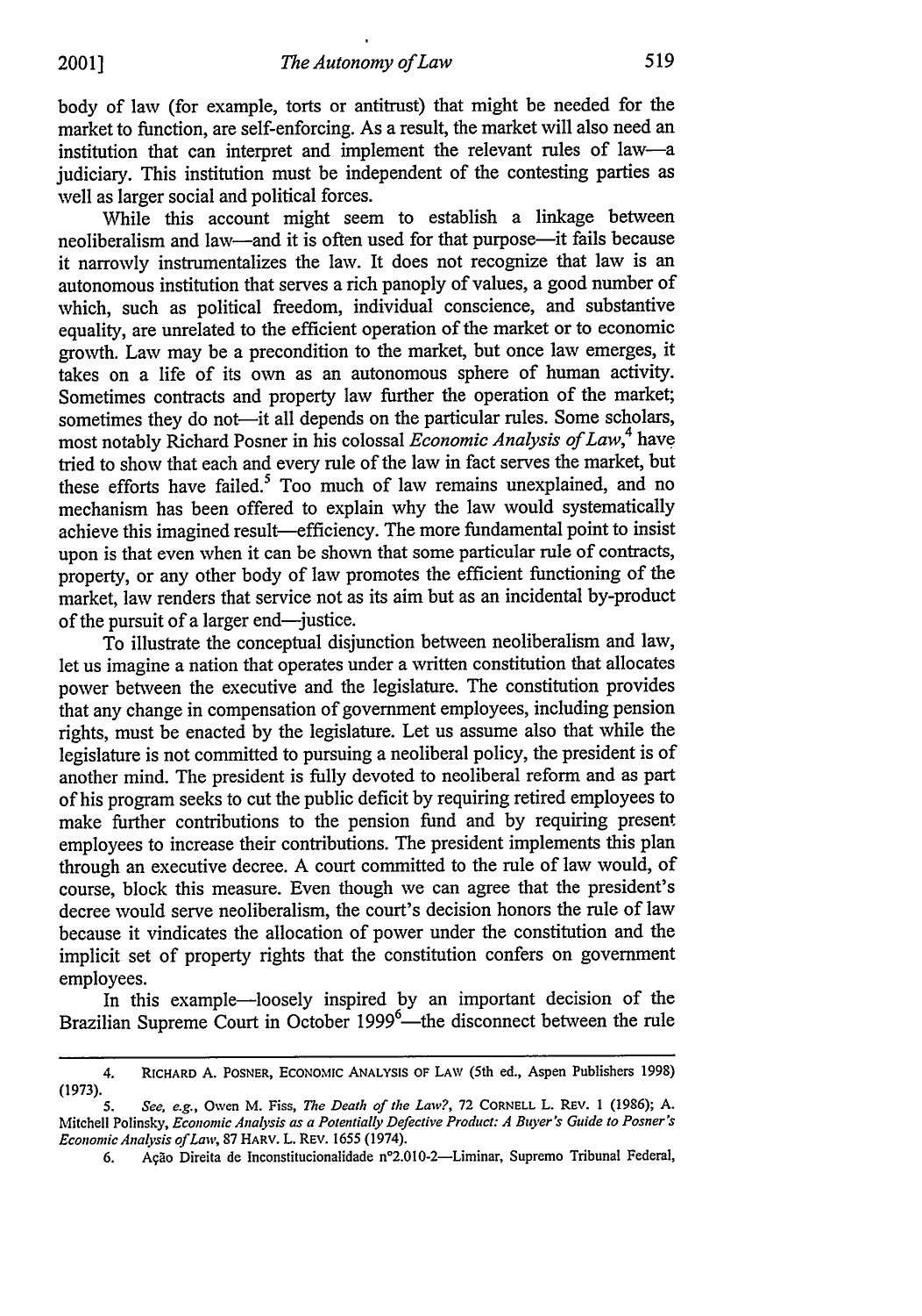body of law (for example, torts or antitrust) that might be needed for the market to function, are self-enforcing. As a result, the market will also need an institution that can interpret and implement the relevant rules of law—a judiciary. This institution must be independent of the contesting parties as well as larger social and political forces.

While this account might seem to establish a linkage between neoliberalism and law—and it is often used for that purpose—it fails because it narrowly instrumentalizes the law. It does not recognize that law is an autonomous institution that serves a rich panoply of values, a good number of which, such as political freedom, individual conscience, and substantive equality, are unrelated to the efficient operation of the market or to economic growth. Law may be a precondition to the market, but once law emerges, it takes on a life of its own as an autonomous sphere of human activity. Sometimes contracts and property law further the operation of the market; sometimes they do not—it all depends on the particular rules. Some scholars, most notably Richard Posner in his colossal *Economic Analysis of Law*,[4] have tried to show that each and every rule of the law in fact serves the market, but these efforts have failed.[5] Too much of law remains unexplained, and no mechanism has been offered to explain why the law would systematically achieve this imagined result—efficiency. The more fundamental point to insist upon is that even when it can be shown that some particular rule of contracts, property, or any other body of law promotes the efficient functioning of the market, law renders that service not as its aim but as an incidental by-product of the pursuit of a larger end—justice.

To illustrate the conceptual disjunction between neoliberalism and law, let us imagine a nation that operates under a written constitution that allocates power between the executive and the legislature. The constitution provides that any change in compensation of government employees, including pension rights, must be enacted by the legislature. Let us assume also that while the legislature is not committed to pursuing a neoliberal policy, the president is of another mind. The president is fully devoted to neoliberal reform and as part of his program seeks to cut the public deficit by requiring retired employees to make further contributions to the pension fund and by requiring present employees to increase their contributions. The president implements this plan through an executive decree. A court committed to the rule of law would, of course, block this measure. Even though we can agree that the president's decree would serve neoliberalism, the court's decision honors the rule of law because it vindicates the allocation of power under the constitution and the implicit set of property rights that the constitution confers on government employees.

In this example—loosely inspired by an important decision of the Brazilian Supreme Court in October 1999[6]—the disconnect between the rule

---

4. RICHARD A. POSNER, ECONOMIC ANALYSIS OF LAW (5th ed., Aspen Publishers 1998) (1973).

5. *See, e.g.*, Owen M. Fiss, *The Death of the Law?*, 72 CORNELL L. REV. 1 (1986); A. Mitchell Polinsky, *Economic Analysis as a Potentially Defective Product: A Buyer's Guide to Posner's Economic Analysis of Law*, 87 HARV. L. REV. 1655 (1974).

6. Ação Direita de Inconstitucionalidade n°2.010-2—Liminar, Supremo Tribunal Federal,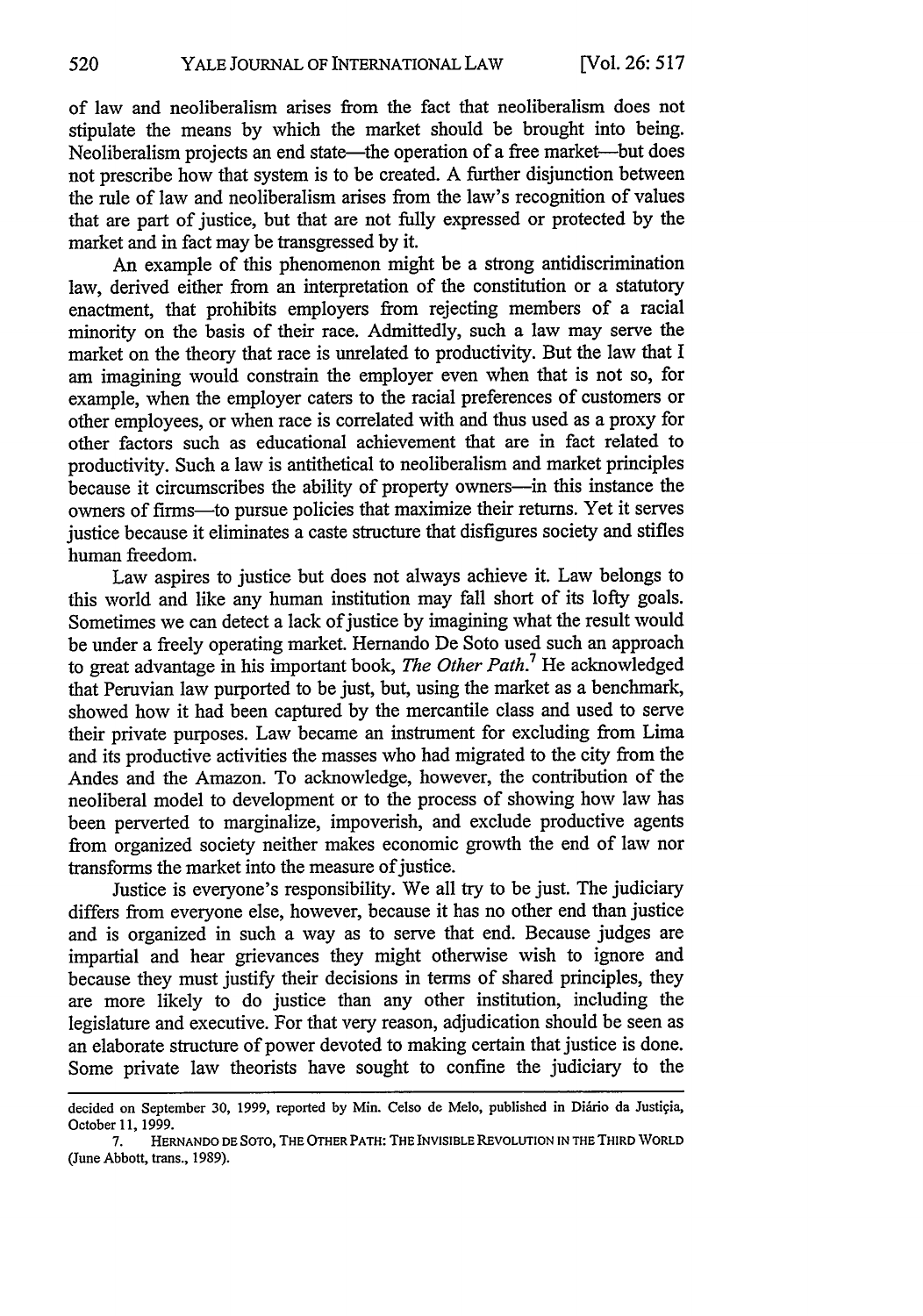of law and neoliberalism arises from the fact that neoliberalism does not stipulate the means by which the market should be brought into being. Neoliberalism projects an end state—the operation of a free market—but does not prescribe how that system is to be created. A further disjunction between the rule of law and neoliberalism arises from the law's recognition of values that are part of justice, but that are not fully expressed or protected by the market and in fact may be transgressed by it.

An example of this phenomenon might be a strong antidiscrimination law, derived either from an interpretation of the constitution or a statutory enactment, that prohibits employers from rejecting members of a racial minority on the basis of their race. Admittedly, such a law may serve the market on the theory that race is unrelated to productivity. But the law that I am imagining would constrain the employer even when that is not so, for example, when the employer caters to the racial preferences of customers or other employees, or when race is correlated with and thus used as a proxy for other factors such as educational achievement that are in fact related to productivity. Such a law is antithetical to neoliberalism and market principles because it circumscribes the ability of property owners—in this instance the owners of firms—to pursue policies that maximize their returns. Yet it serves justice because it eliminates a caste structure that disfigures society and stifles human freedom.

Law aspires to justice but does not always achieve it. Law belongs to this world and like any human institution may fall short of its lofty goals. Sometimes we can detect a lack of justice by imagining what the result would be under a freely operating market. Hernando De Soto used such an approach to great advantage in his important book, *The Other Path*.[7] He acknowledged that Peruvian law purported to be just, but, using the market as a benchmark, showed how it had been captured by the mercantile class and used to serve their private purposes. Law became an instrument for excluding from Lima and its productive activities the masses who had migrated to the city from the Andes and the Amazon. To acknowledge, however, the contribution of the neoliberal model to development or to the process of showing how law has been perverted to marginalize, impoverish, and exclude productive agents from organized society neither makes economic growth the end of law nor transforms the market into the measure of justice.

Justice is everyone's responsibility. We all try to be just. The judiciary differs from everyone else, however, because it has no other end than justice and is organized in such a way as to serve that end. Because judges are impartial and hear grievances they might otherwise wish to ignore and because they must justify their decisions in terms of shared principles, they are more likely to do justice than any other institution, including the legislature and executive. For that very reason, adjudication should be seen as an elaborate structure of power devoted to making certain that justice is done. Some private law theorists have sought to confine the judiciary to the

---

decided on September 30, 1999, reported by Min. Celso de Melo, published in Diário da Justiçia, October 11, 1999.

7. HERNANDO DE SOTO, THE OTHER PATH: THE INVISIBLE REVOLUTION IN THE THIRD WORLD (June Abbott, trans., 1989).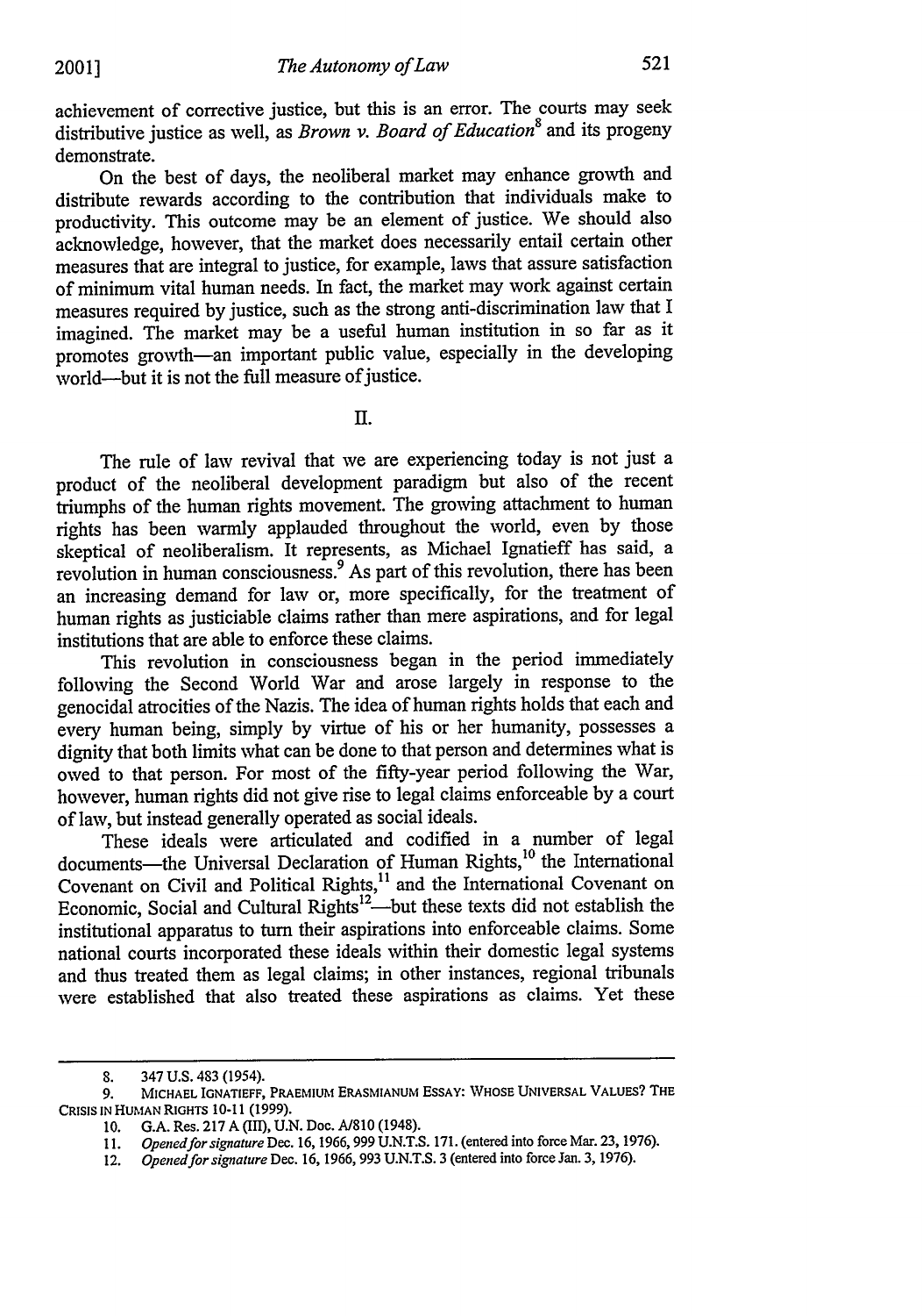achievement of corrective justice, but this is an error. The courts may seek distributive justice as well, as *Brown v. Board of Education*[8] and its progeny demonstrate.

On the best of days, the neoliberal market may enhance growth and distribute rewards according to the contribution that individuals make to productivity. This outcome may be an element of justice. We should also acknowledge, however, that the market does necessarily entail certain other measures that are integral to justice, for example, laws that assure satisfaction of minimum vital human needs. In fact, the market may work against certain measures required by justice, such as the strong anti-discrimination law that I imagined. The market may be a useful human institution in so far as it promotes growth—an important public value, especially in the developing world—but it is not the full measure of justice.

## II.

The rule of law revival that we are experiencing today is not just a product of the neoliberal development paradigm but also of the recent triumphs of the human rights movement. The growing attachment to human rights has been warmly applauded throughout the world, even by those skeptical of neoliberalism. It represents, as Michael Ignatieff has said, a revolution in human consciousness.[9] As part of this revolution, there has been an increasing demand for law or, more specifically, for the treatment of human rights as justiciable claims rather than mere aspirations, and for legal institutions that are able to enforce these claims.

This revolution in consciousness began in the period immediately following the Second World War and arose largely in response to the genocidal atrocities of the Nazis. The idea of human rights holds that each and every human being, simply by virtue of his or her humanity, possesses a dignity that both limits what can be done to that person and determines what is owed to that person. For most of the fifty-year period following the War, however, human rights did not give rise to legal claims enforceable by a court of law, but instead generally operated as social ideals.

These ideals were articulated and codified in a number of legal documents—the Universal Declaration of Human Rights,[10] the International Covenant on Civil and Political Rights,[11] and the International Covenant on Economic, Social and Cultural Rights[12]—but these texts did not establish the institutional apparatus to turn their aspirations into enforceable claims. Some national courts incorporated these ideals within their domestic legal systems and thus treated them as legal claims; in other instances, regional tribunals were established that also treated these aspirations as claims. Yet these

---

8. 347 U.S. 483 (1954).

9. MICHAEL IGNATIEFF, PRAEMIUM ERASMIANUM ESSAY: WHOSE UNIVERSAL VALUES? THE CRISIS IN HUMAN RIGHTS 10-11 (1999).

10. G.A. Res. 217 A (III), U.N. Doc. A/810 (1948).

11. *Opened for signature* Dec. 16, 1966, 999 U.N.T.S. 171. (entered into force Mar. 23, 1976).

12. *Opened for signature* Dec. 16, 1966, 993 U.N.T.S. 3 (entered into force Jan. 3, 1976).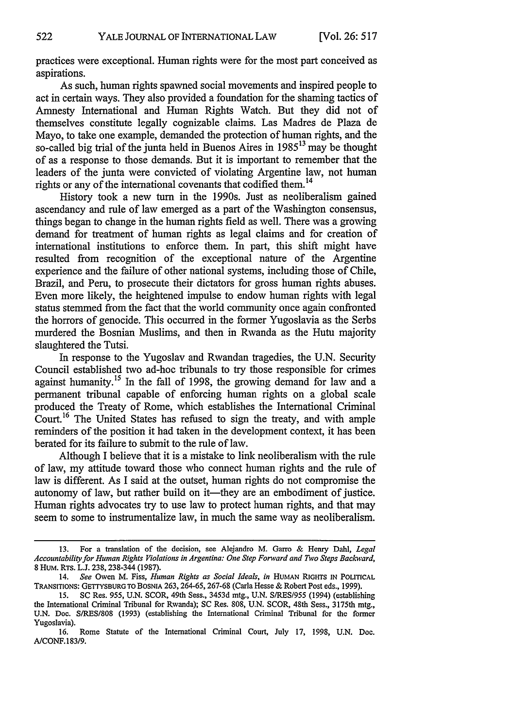practices were exceptional. Human rights were for the most part conceived as aspirations.

As such, human rights spawned social movements and inspired people to act in certain ways. They also provided a foundation for the shaming tactics of Amnesty International and Human Rights Watch. But they did not of themselves constitute legally cognizable claims. Las Madres de Plaza de Mayo, to take one example, demanded the protection of human rights, and the so-called big trial of the junta held in Buenos Aires in 1985[13] may be thought of as a response to those demands. But it is important to remember that the leaders of the junta were convicted of violating Argentine law, not human rights or any of the international covenants that codified them.[14]

History took a new turn in the 1990s. Just as neoliberalism gained ascendancy and rule of law emerged as a part of the Washington consensus, things began to change in the human rights field as well. There was a growing demand for treatment of human rights as legal claims and for creation of international institutions to enforce them. In part, this shift might have resulted from recognition of the exceptional nature of the Argentine experience and the failure of other national systems, including those of Chile, Brazil, and Peru, to prosecute their dictators for gross human rights abuses. Even more likely, the heightened impulse to endow human rights with legal status stemmed from the fact that the world community once again confronted the horrors of genocide. This occurred in the former Yugoslavia as the Serbs murdered the Bosnian Muslims, and then in Rwanda as the Hutu majority slaughtered the Tutsi.

In response to the Yugoslav and Rwandan tragedies, the U.N. Security Council established two ad-hoc tribunals to try those responsible for crimes against humanity.[15] In the fall of 1998, the growing demand for law and a permanent tribunal capable of enforcing human rights on a global scale produced the Treaty of Rome, which establishes the International Criminal Court.[16] The United States has refused to sign the treaty, and with ample reminders of the position it had taken in the development context, it has been berated for its failure to submit to the rule of law.

Although I believe that it is a mistake to link neoliberalism with the rule of law, my attitude toward those who connect human rights and the rule of law is different. As I said at the outset, human rights do not compromise the autonomy of law, but rather build on it—they are an embodiment of justice. Human rights advocates try to use law to protect human rights, and that may seem to some to instrumentalize law, in much the same way as neoliberalism.

---

13. For a translation of the decision, see Alejandro M. Garro & Henry Dahl, *Legal Accountability for Human Rights Violations in Argentina: One Step Forward and Two Steps Backward*, 8 HUM. RTS. L.J. 238, 238-344 (1987).

14. *See* Owen M. Fiss, *Human Rights as Social Ideals*, *in* HUMAN RIGHTS IN POLITICAL TRANSITIONS: GETTYSBURG TO BOSNIA 263, 264-65, 267-68 (Carla Hesse & Robert Post eds., 1999).

15. SC Res. 955, U.N. SCOR, 49th Sess., 3453d mtg., U.N. S/RES/955 (1994) (establishing the International Criminal Tribunal for Rwanda); SC Res. 808, U.N. SCOR, 48th Sess., 3175th mtg., U.N. Doc. S/RES/808 (1993) (establishing the International Criminal Tribunal for the former Yugoslavia).

16. Rome Statute of the International Criminal Court, July 17, 1998, U.N. Doc. A/CONF.183/9.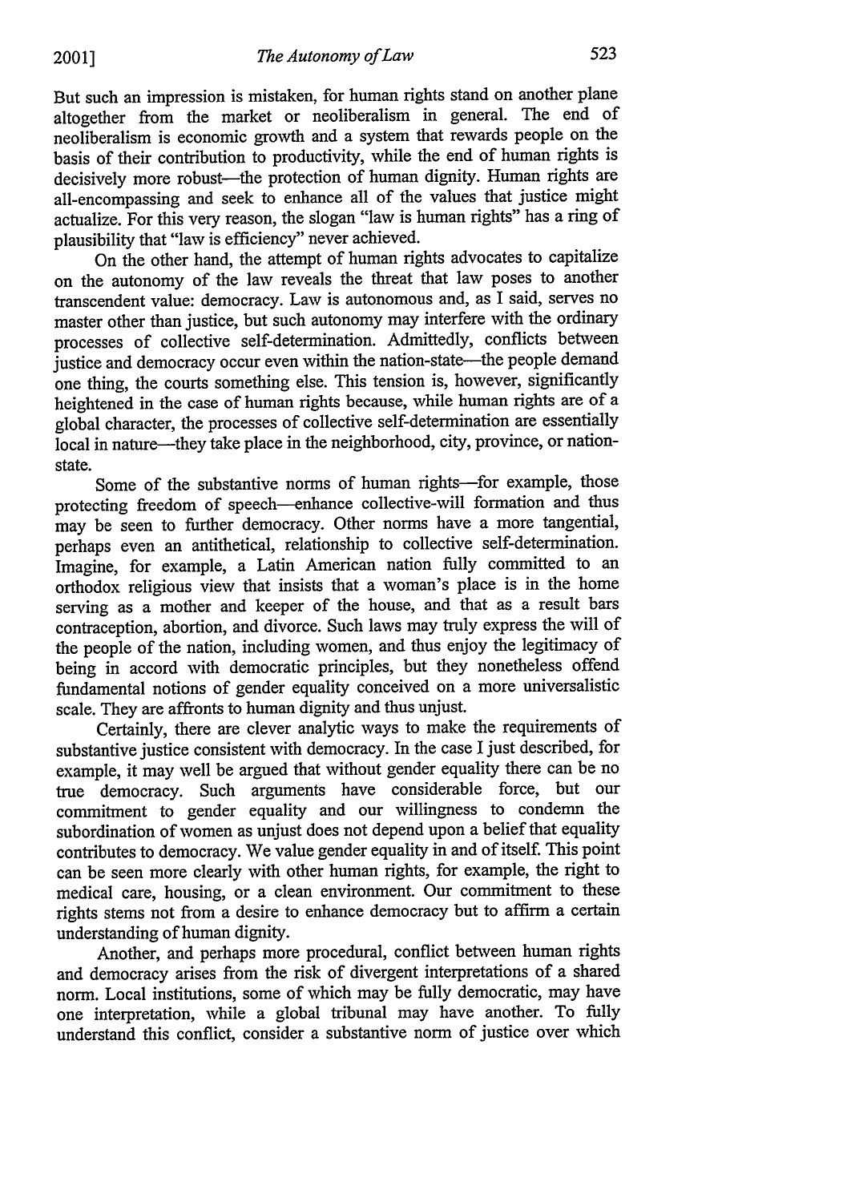But such an impression is mistaken, for human rights stand on another plane altogether from the market or neoliberalism in general. The end of neoliberalism is economic growth and a system that rewards people on the basis of their contribution to productivity, while the end of human rights is decisively more robust—the protection of human dignity. Human rights are all-encompassing and seek to enhance all of the values that justice might actualize. For this very reason, the slogan "law is human rights" has a ring of plausibility that "law is efficiency" never achieved.

On the other hand, the attempt of human rights advocates to capitalize on the autonomy of the law reveals the threat that law poses to another transcendent value: democracy. Law is autonomous and, as I said, serves no master other than justice, but such autonomy may interfere with the ordinary processes of collective self-determination. Admittedly, conflicts between justice and democracy occur even within the nation-state—the people demand one thing, the courts something else. This tension is, however, significantly heightened in the case of human rights because, while human rights are of a global character, the processes of collective self-determination are essentially local in nature—they take place in the neighborhood, city, province, or nation-state.

Some of the substantive norms of human rights—for example, those protecting freedom of speech—enhance collective-will formation and thus may be seen to further democracy. Other norms have a more tangential, perhaps even an antithetical, relationship to collective self-determination. Imagine, for example, a Latin American nation fully committed to an orthodox religious view that insists that a woman's place is in the home serving as a mother and keeper of the house, and that as a result bars contraception, abortion, and divorce. Such laws may truly express the will of the people of the nation, including women, and thus enjoy the legitimacy of being in accord with democratic principles, but they nonetheless offend fundamental notions of gender equality conceived on a more universalistic scale. They are affronts to human dignity and thus unjust.

Certainly, there are clever analytic ways to make the requirements of substantive justice consistent with democracy. In the case I just described, for example, it may well be argued that without gender equality there can be no true democracy. Such arguments have considerable force, but our commitment to gender equality and our willingness to condemn the subordination of women as unjust does not depend upon a belief that equality contributes to democracy. We value gender equality in and of itself. This point can be seen more clearly with other human rights, for example, the right to medical care, housing, or a clean environment. Our commitment to these rights stems not from a desire to enhance democracy but to affirm a certain understanding of human dignity.

Another, and perhaps more procedural, conflict between human rights and democracy arises from the risk of divergent interpretations of a shared norm. Local institutions, some of which may be fully democratic, may have one interpretation, while a global tribunal may have another. To fully understand this conflict, consider a substantive norm of justice over which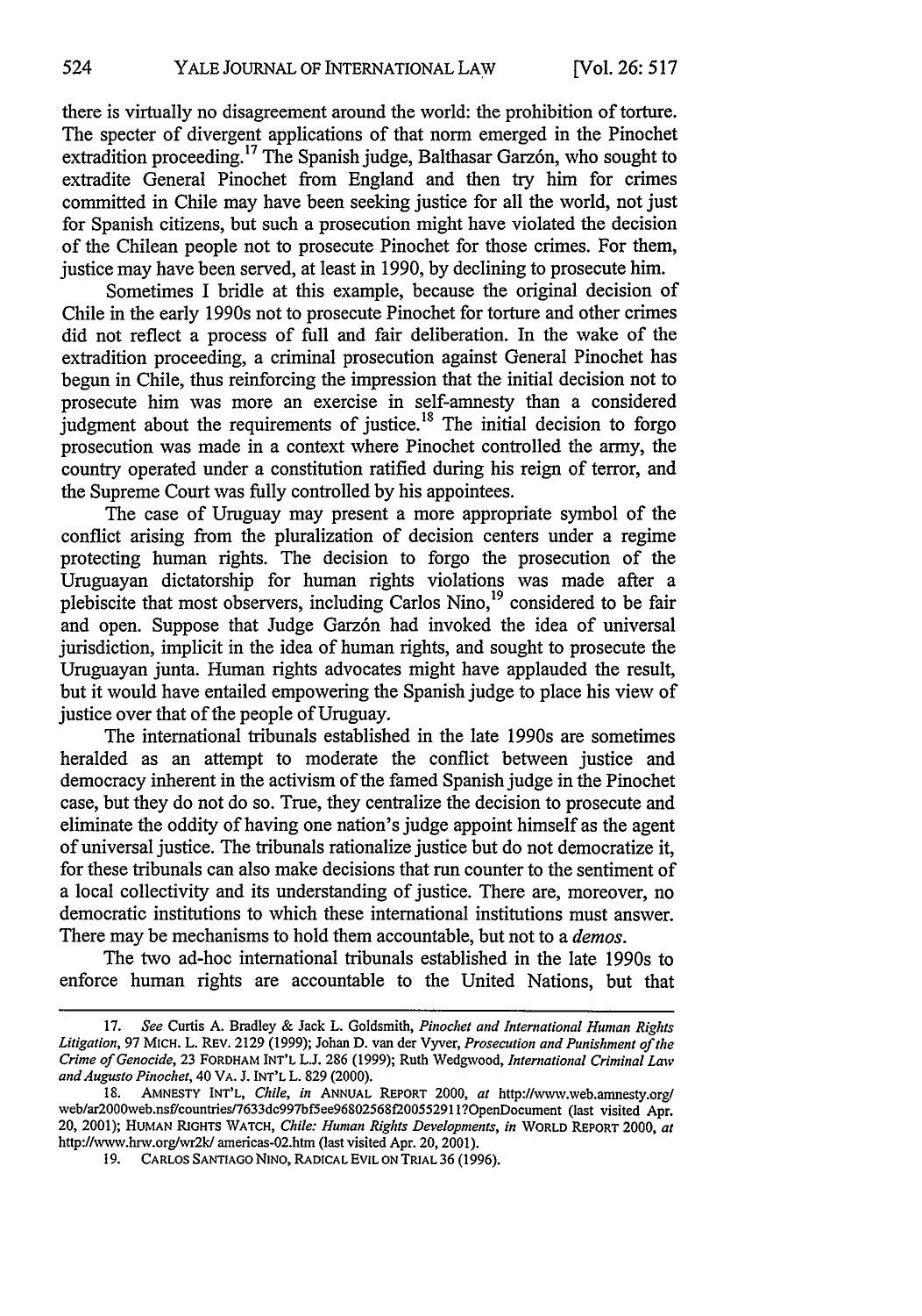there is virtually no disagreement around the world: the prohibition of torture. The specter of divergent applications of that norm emerged in the Pinochet extradition proceeding.[17] The Spanish judge, Balthasar Garzón, who sought to extradite General Pinochet from England and then try him for crimes committed in Chile may have been seeking justice for all the world, not just for Spanish citizens, but such a prosecution might have violated the decision of the Chilean people not to prosecute Pinochet for those crimes. For them, justice may have been served, at least in 1990, by declining to prosecute him.

Sometimes I bridle at this example, because the original decision of Chile in the early 1990s not to prosecute Pinochet for torture and other crimes did not reflect a process of full and fair deliberation. In the wake of the extradition proceeding, a criminal prosecution against General Pinochet has begun in Chile, thus reinforcing the impression that the initial decision not to prosecute him was more an exercise in self-amnesty than a considered judgment about the requirements of justice.[18] The initial decision to forgo prosecution was made in a context where Pinochet controlled the army, the country operated under a constitution ratified during his reign of terror, and the Supreme Court was fully controlled by his appointees.

The case of Uruguay may present a more appropriate symbol of the conflict arising from the pluralization of decision centers under a regime protecting human rights. The decision to forgo the prosecution of the Uruguayan dictatorship for human rights violations was made after a plebiscite that most observers, including Carlos Nino,[19] considered to be fair and open. Suppose that Judge Garzón had invoked the idea of universal jurisdiction, implicit in the idea of human rights, and sought to prosecute the Uruguayan junta. Human rights advocates might have applauded the result, but it would have entailed empowering the Spanish judge to place his view of justice over that of the people of Uruguay.

The international tribunals established in the late 1990s are sometimes heralded as an attempt to moderate the conflict between justice and democracy inherent in the activism of the famed Spanish judge in the Pinochet case, but they do not do so. True, they centralize the decision to prosecute and eliminate the oddity of having one nation's judge appoint himself as the agent of universal justice. The tribunals rationalize justice but do not democratize it, for these tribunals can also make decisions that run counter to the sentiment of a local collectivity and its understanding of justice. There are, moreover, no democratic institutions to which these international institutions must answer. There may be mechanisms to hold them accountable, but not to a *demos*.

The two ad-hoc international tribunals established in the late 1990s to enforce human rights are accountable to the United Nations, but that

---

17. *See* Curtis A. Bradley & Jack L. Goldsmith, *Pinochet and International Human Rights Litigation*, 97 MICH. L. REV. 2129 (1999); Johan D. van der Vyver, *Prosecution and Punishment of the Crime of Genocide*, 23 FORDHAM INT'L L.J. 286 (1999); Ruth Wedgwood, *International Criminal Law and Augusto Pinochet*, 40 VA. J. INT'L L. 829 (2000).

18. AMNESTY INT'L, *Chile*, *in* ANNUAL REPORT 2000, *at* http://www.web.amnesty.org/web/ar2000web.nsf/countries/7633dc997bf5ee96802568f200552911?OpenDocument (last visited Apr. 20, 2001); HUMAN RIGHTS WATCH, *Chile: Human Rights Developments*, *in* WORLD REPORT 2000, *at* http://www.hrw.org/wr2k/ americas-02.htm (last visited Apr. 20, 2001).

19. CARLOS SANTIAGO NINO, RADICAL EVIL ON TRIAL 36 (1996).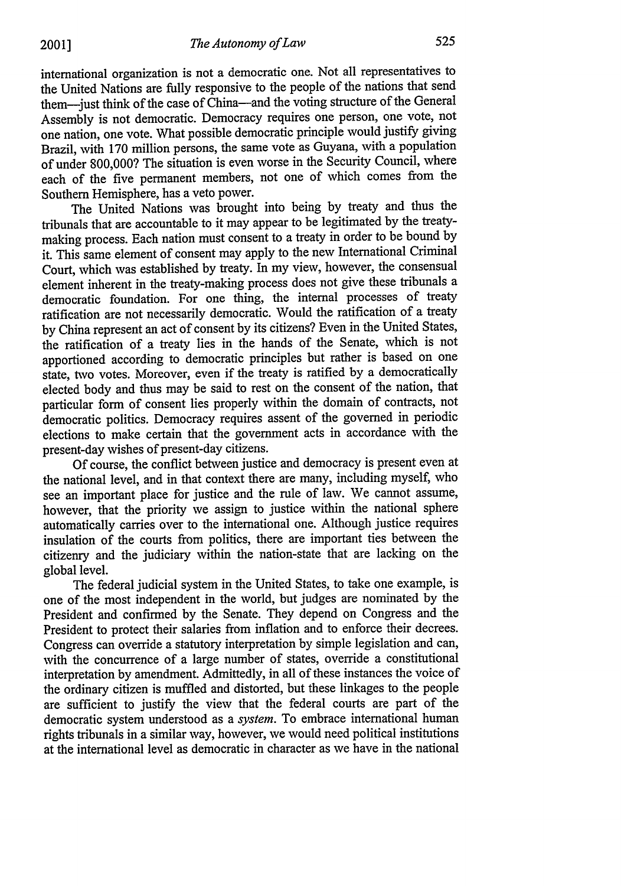international organization is not a democratic one. Not all representatives to the United Nations are fully responsive to the people of the nations that send them—just think of the case of China—and the voting structure of the General Assembly is not democratic. Democracy requires one person, one vote, not one nation, one vote. What possible democratic principle would justify giving Brazil, with 170 million persons, the same vote as Guyana, with a population of under 800,000? The situation is even worse in the Security Council, where each of the five permanent members, not one of which comes from the Southern Hemisphere, has a veto power.

The United Nations was brought into being by treaty and thus the tribunals that are accountable to it may appear to be legitimated by the treaty-making process. Each nation must consent to a treaty in order to be bound by it. This same element of consent may apply to the new International Criminal Court, which was established by treaty. In my view, however, the consensual element inherent in the treaty-making process does not give these tribunals a democratic foundation. For one thing, the internal processes of treaty ratification are not necessarily democratic. Would the ratification of a treaty by China represent an act of consent by its citizens? Even in the United States, the ratification of a treaty lies in the hands of the Senate, which is not apportioned according to democratic principles but rather is based on one state, two votes. Moreover, even if the treaty is ratified by a democratically elected body and thus may be said to rest on the consent of the nation, that particular form of consent lies properly within the domain of contracts, not democratic politics. Democracy requires assent of the governed in periodic elections to make certain that the government acts in accordance with the present-day wishes of present-day citizens.

Of course, the conflict between justice and democracy is present even at the national level, and in that context there are many, including myself, who see an important place for justice and the rule of law. We cannot assume, however, that the priority we assign to justice within the national sphere automatically carries over to the international one. Although justice requires insulation of the courts from politics, there are important ties between the citizenry and the judiciary within the nation-state that are lacking on the global level.

The federal judicial system in the United States, to take one example, is one of the most independent in the world, but judges are nominated by the President and confirmed by the Senate. They depend on Congress and the President to protect their salaries from inflation and to enforce their decrees. Congress can override a statutory interpretation by simple legislation and can, with the concurrence of a large number of states, override a constitutional interpretation by amendment. Admittedly, in all of these instances the voice of the ordinary citizen is muffled and distorted, but these linkages to the people are sufficient to justify the view that the federal courts are part of the democratic system understood as a *system*. To embrace international human rights tribunals in a similar way, however, we would need political institutions at the international level as democratic in character as we have in the national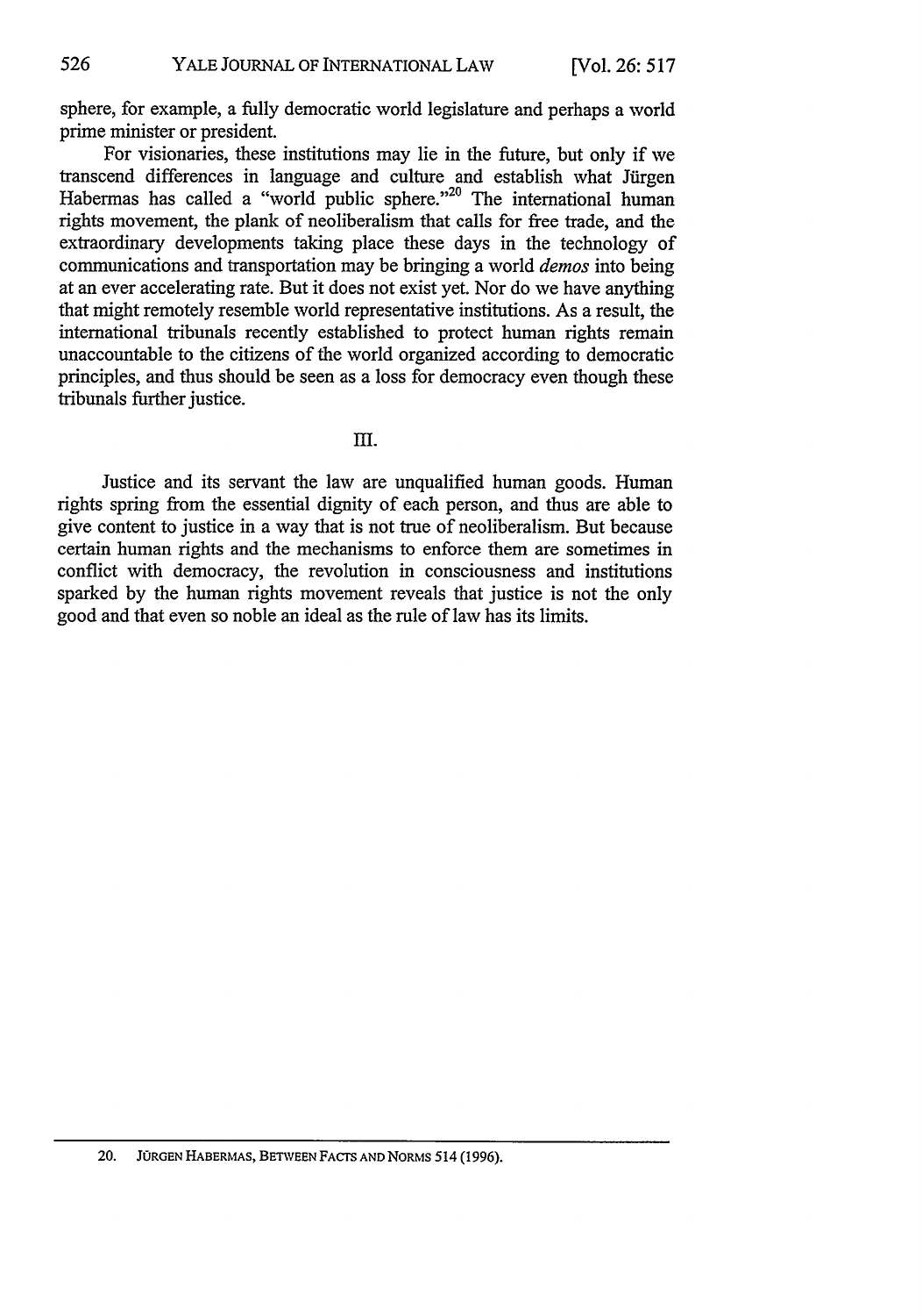sphere, for example, a fully democratic world legislature and perhaps a world prime minister or president.

For visionaries, these institutions may lie in the future, but only if we transcend differences in language and culture and establish what Jürgen Habermas has called a "world public sphere."[20] The international human rights movement, the plank of neoliberalism that calls for free trade, and the extraordinary developments taking place these days in the technology of communications and transportation may be bringing a world *demos* into being at an ever accelerating rate. But it does not exist yet. Nor do we have anything that might remotely resemble world representative institutions. As a result, the international tribunals recently established to protect human rights remain unaccountable to the citizens of the world organized according to democratic principles, and thus should be seen as a loss for democracy even though these tribunals further justice.

## III.

Justice and its servant the law are unqualified human goods. Human rights spring from the essential dignity of each person, and thus are able to give content to justice in a way that is not true of neoliberalism. But because certain human rights and the mechanisms to enforce them are sometimes in conflict with democracy, the revolution in consciousness and institutions sparked by the human rights movement reveals that justice is not the only good and that even so noble an ideal as the rule of law has its limits.

---

20. JÜRGEN HABERMAS, BETWEEN FACTS AND NORMS 514 (1996).